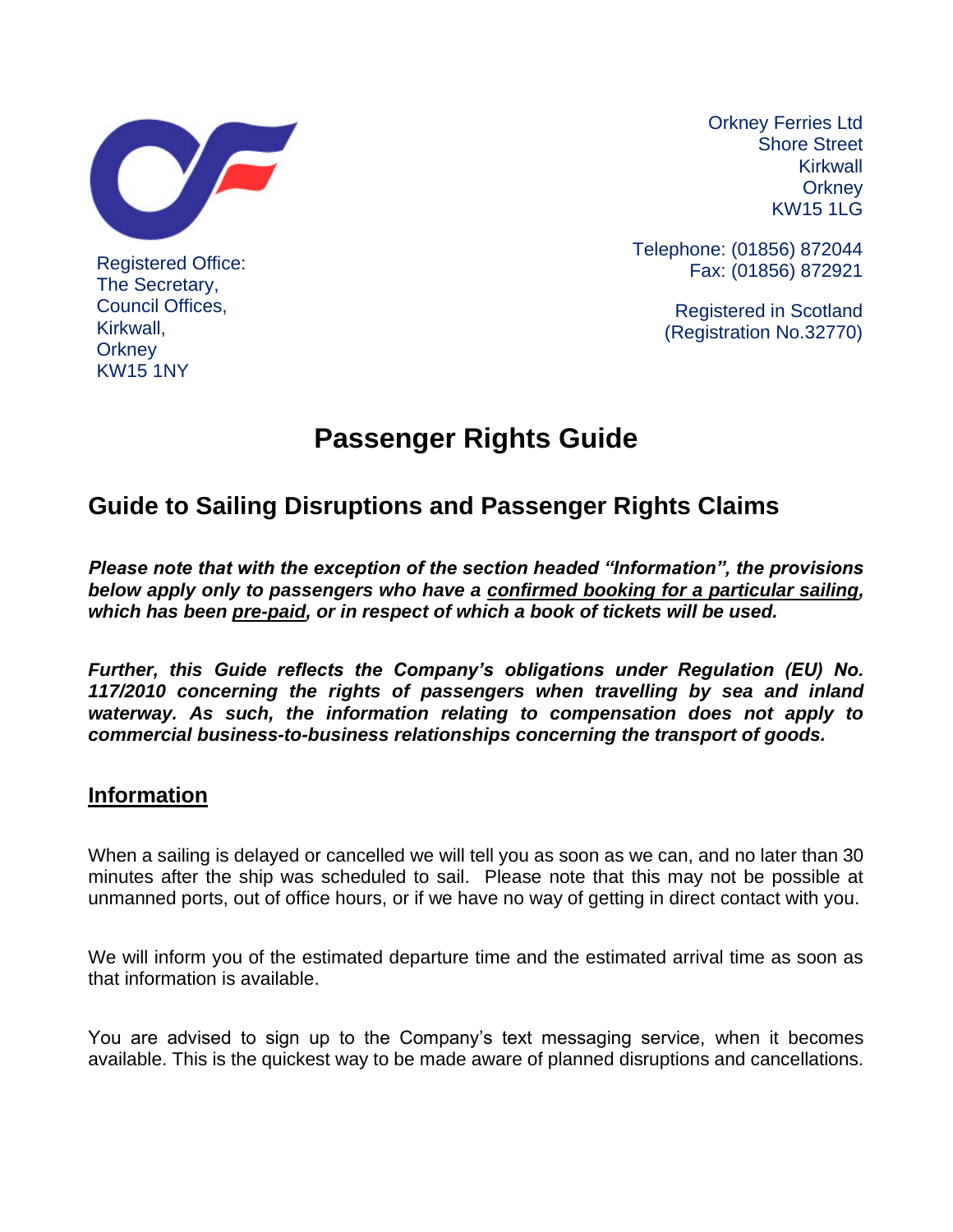Orkney Ferries Ltd
Shore Street
Kirkwall
Orkney
KW15 1LG

Telephone: (01856) 872044
Fax: (01856) 872921

Registered in Scotland
(Registration No.32770)

Registered Office:
The Secretary,
Council Offices,
Kirkwall,
Orkney
KW15 1NY

# Passenger Rights Guide

## Guide to Sailing Disruptions and Passenger Rights Claims

***Please note that with the exception of the section headed "Information", the provisions below apply only to passengers who have a <u>confirmed booking for a particular sailing</u>, which has been <u>pre-paid</u>, or in respect of which a book of tickets will be used.***

***Further, this Guide reflects the Company's obligations under Regulation (EU) No. 117/2010 concerning the rights of passengers when travelling by sea and inland waterway. As such, the information relating to compensation does not apply to commercial business-to-business relationships concerning the transport of goods.***

### <u>Information</u>

When a sailing is delayed or cancelled we will tell you as soon as we can, and no later than 30 minutes after the ship was scheduled to sail. Please note that this may not be possible at unmanned ports, out of office hours, or if we have no way of getting in direct contact with you.

We will inform you of the estimated departure time and the estimated arrival time as soon as that information is available.

You are advised to sign up to the Company's text messaging service, when it becomes available. This is the quickest way to be made aware of planned disruptions and cancellations.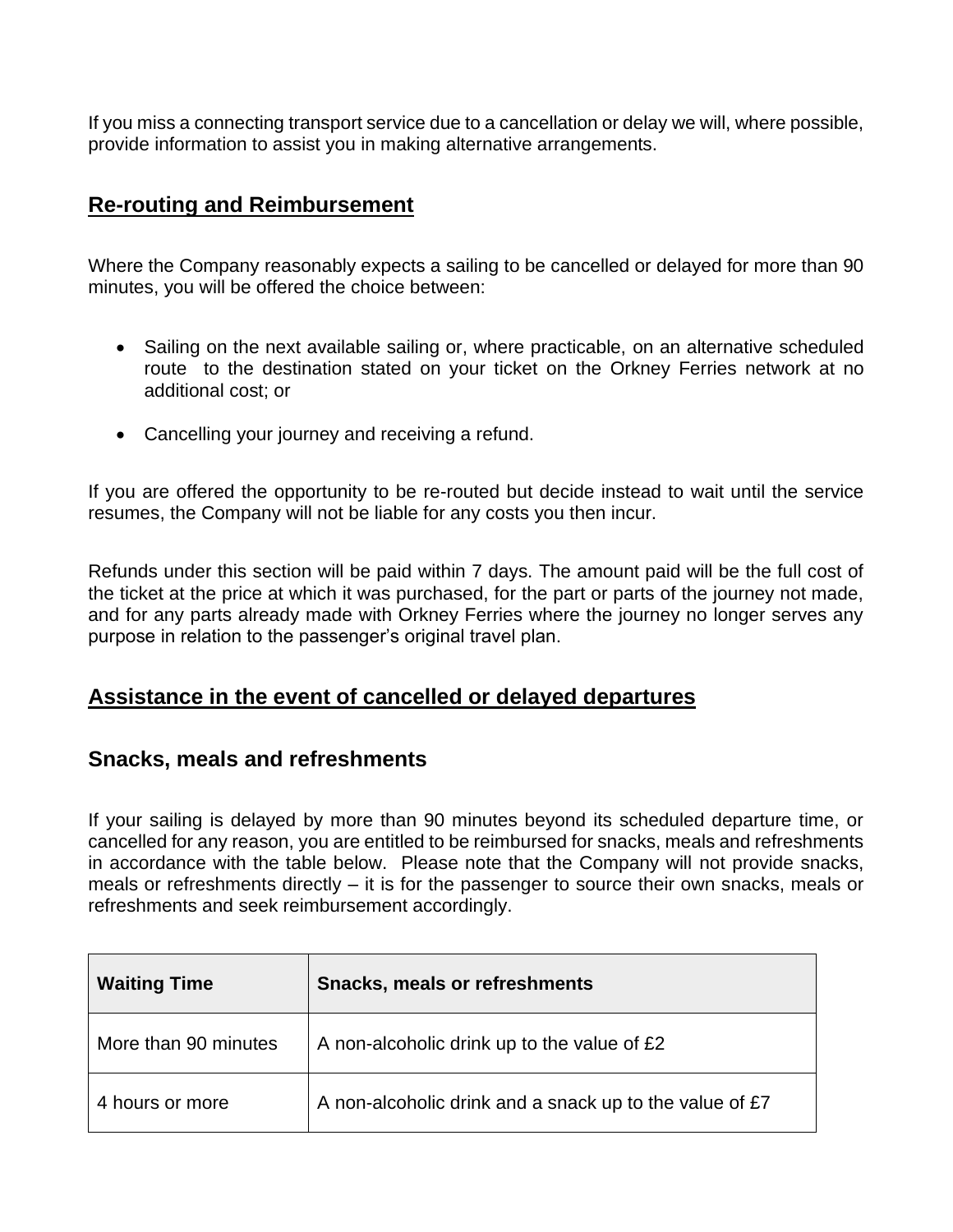If you miss a connecting transport service due to a cancellation or delay we will, where possible, provide information to assist you in making alternative arrangements.

## Re-routing and Reimbursement

Where the Company reasonably expects a sailing to be cancelled or delayed for more than 90 minutes, you will be offered the choice between:

- Sailing on the next available sailing or, where practicable, on an alternative scheduled route to the destination stated on your ticket on the Orkney Ferries network at no additional cost; or
- Cancelling your journey and receiving a refund.

If you are offered the opportunity to be re-routed but decide instead to wait until the service resumes, the Company will not be liable for any costs you then incur.

Refunds under this section will be paid within 7 days. The amount paid will be the full cost of the ticket at the price at which it was purchased, for the part or parts of the journey not made, and for any parts already made with Orkney Ferries where the journey no longer serves any purpose in relation to the passenger's original travel plan.

## Assistance in the event of cancelled or delayed departures

### Snacks, meals and refreshments

If your sailing is delayed by more than 90 minutes beyond its scheduled departure time, or cancelled for any reason, you are entitled to be reimbursed for snacks, meals and refreshments in accordance with the table below. Please note that the Company will not provide snacks, meals or refreshments directly – it is for the passenger to source their own snacks, meals or refreshments and seek reimbursement accordingly.

| Waiting Time | Snacks, meals or refreshments |
|---|---|
| More than 90 minutes | A non-alcoholic drink up to the value of £2 |
| 4 hours or more | A non-alcoholic drink and a snack up to the value of £7 |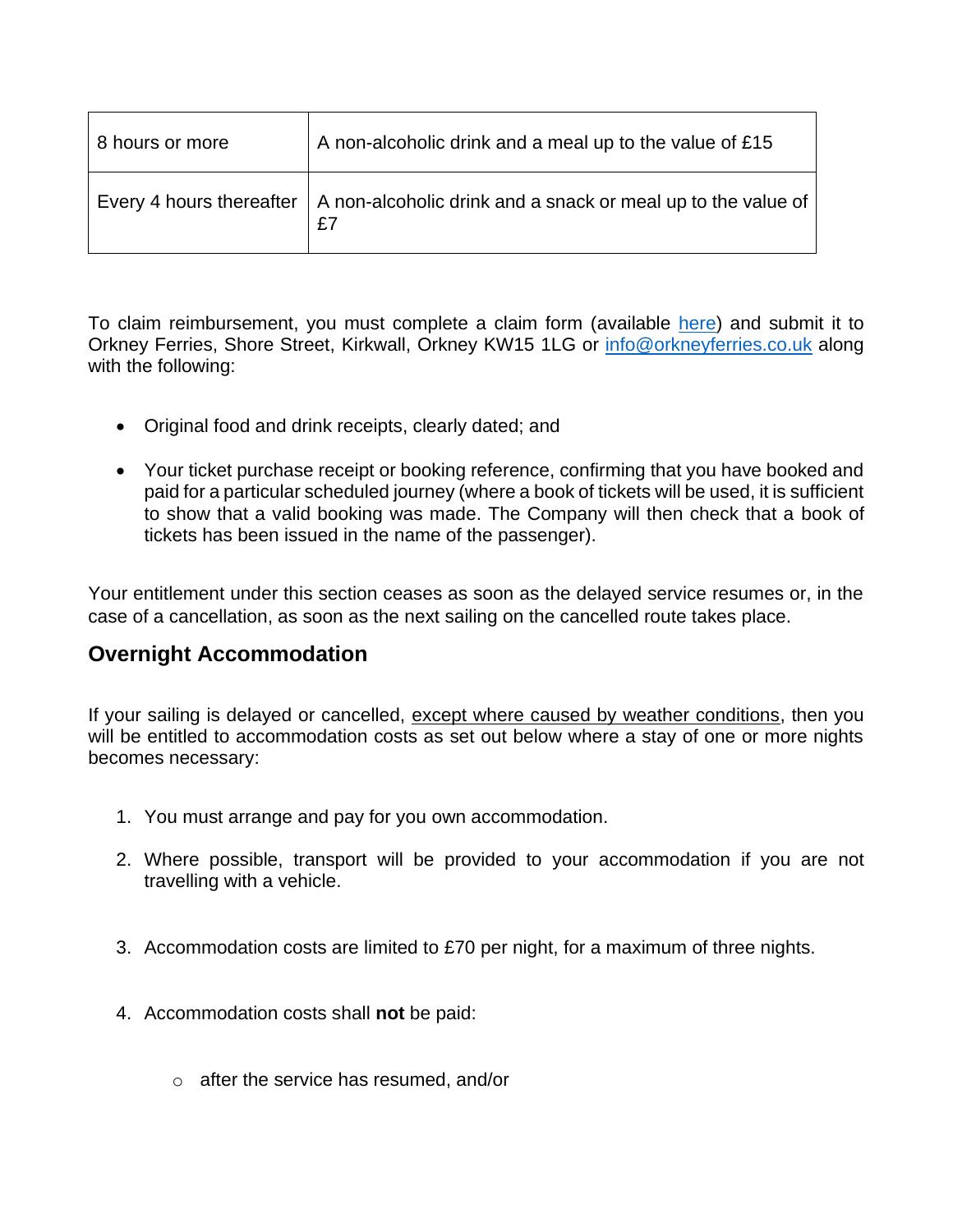| 8 hours or more | A non-alcoholic drink and a meal up to the value of £15 |
|---|---|
| Every 4 hours thereafter | A non-alcoholic drink and a snack or meal up to the value of £7 |

To claim reimbursement, you must complete a claim form (available here) and submit it to Orkney Ferries, Shore Street, Kirkwall, Orkney KW15 1LG or info@orkneyferries.co.uk along with the following:

- Original food and drink receipts, clearly dated; and
- Your ticket purchase receipt or booking reference, confirming that you have booked and paid for a particular scheduled journey (where a book of tickets will be used, it is sufficient to show that a valid booking was made. The Company will then check that a book of tickets has been issued in the name of the passenger).

Your entitlement under this section ceases as soon as the delayed service resumes or, in the case of a cancellation, as soon as the next sailing on the cancelled route takes place.

## Overnight Accommodation

If your sailing is delayed or cancelled, except where caused by weather conditions, then you will be entitled to accommodation costs as set out below where a stay of one or more nights becomes necessary:

1. You must arrange and pay for you own accommodation.
2. Where possible, transport will be provided to your accommodation if you are not travelling with a vehicle.
3. Accommodation costs are limited to £70 per night, for a maximum of three nights.
4. Accommodation costs shall **not** be paid:
    - after the service has resumed, and/or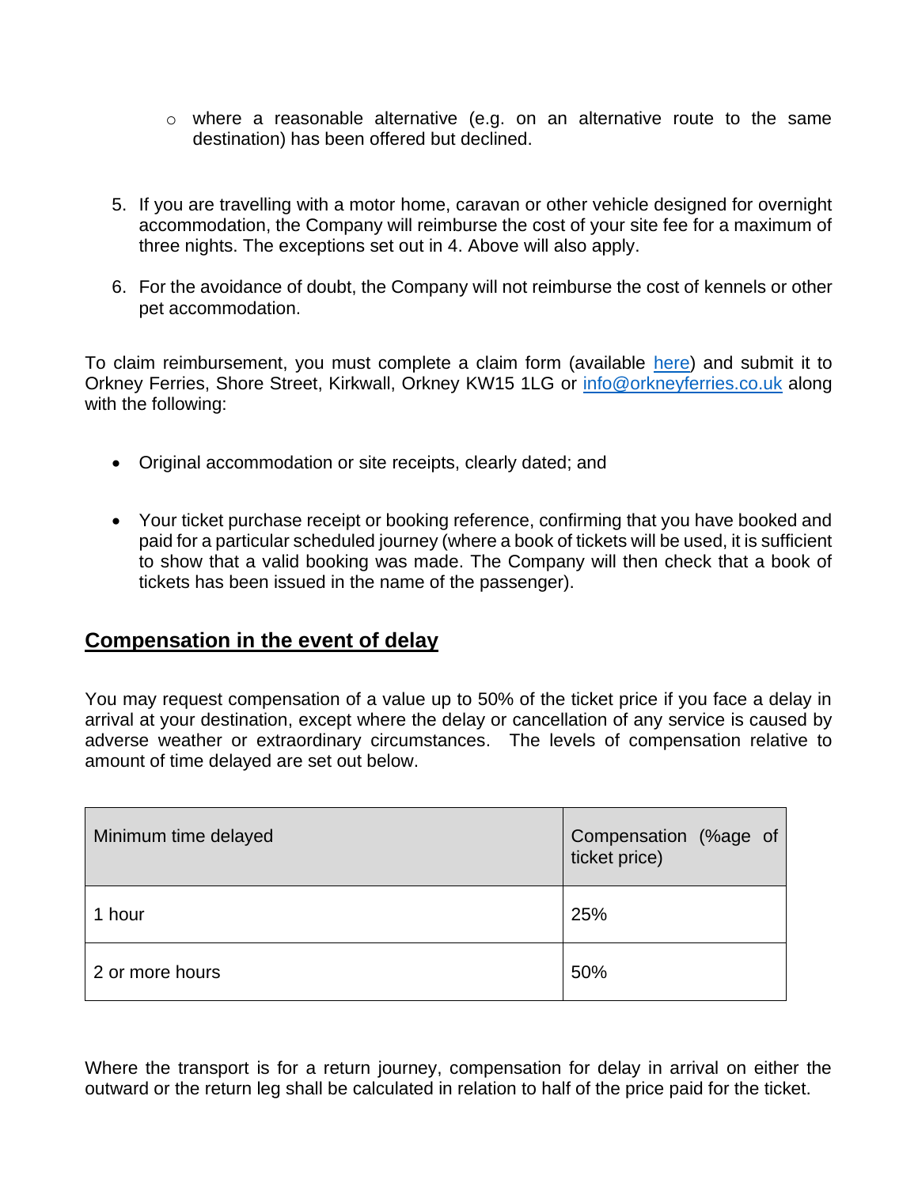- where a reasonable alternative (e.g. on an alternative route to the same destination) has been offered but declined.

5. If you are travelling with a motor home, caravan or other vehicle designed for overnight accommodation, the Company will reimburse the cost of your site fee for a maximum of three nights. The exceptions set out in 4. Above will also apply.

6. For the avoidance of doubt, the Company will not reimburse the cost of kennels or other pet accommodation.

To claim reimbursement, you must complete a claim form (available [here]) and submit it to Orkney Ferries, Shore Street, Kirkwall, Orkney KW15 1LG or [info@orkneyferries.co.uk] along with the following:

- Original accommodation or site receipts, clearly dated; and

- Your ticket purchase receipt or booking reference, confirming that you have booked and paid for a particular scheduled journey (where a book of tickets will be used, it is sufficient to show that a valid booking was made. The Company will then check that a book of tickets has been issued in the name of the passenger).

## Compensation in the event of delay

You may request compensation of a value up to 50% of the ticket price if you face a delay in arrival at your destination, except where the delay or cancellation of any service is caused by adverse weather or extraordinary circumstances. The levels of compensation relative to amount of time delayed are set out below.

| Minimum time delayed | Compensation (%age of ticket price) |
|---|---|
| 1 hour | 25% |
| 2 or more hours | 50% |

Where the transport is for a return journey, compensation for delay in arrival on either the outward or the return leg shall be calculated in relation to half of the price paid for the ticket.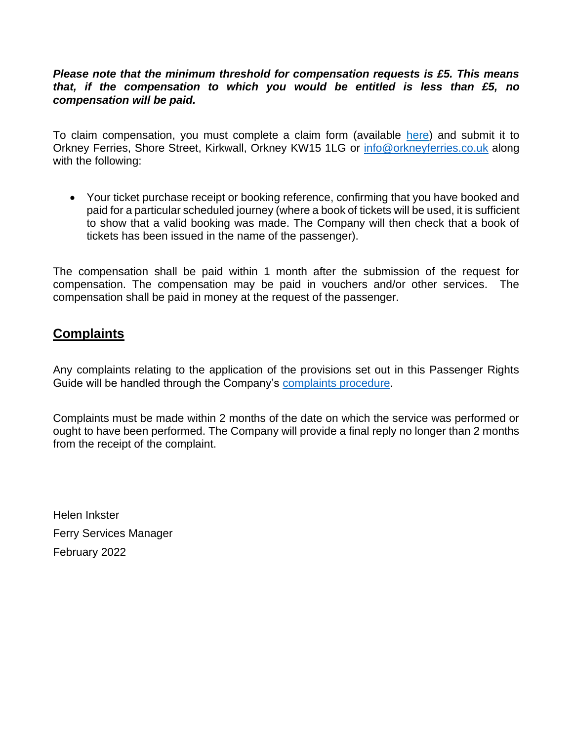***Please note that the minimum threshold for compensation requests is £5. This means that, if the compensation to which you would be entitled is less than £5, no compensation will be paid.***

To claim compensation, you must complete a claim form (available here) and submit it to Orkney Ferries, Shore Street, Kirkwall, Orkney KW15 1LG or info@orkneyferries.co.uk along with the following:

- Your ticket purchase receipt or booking reference, confirming that you have booked and paid for a particular scheduled journey (where a book of tickets will be used, it is sufficient to show that a valid booking was made. The Company will then check that a book of tickets has been issued in the name of the passenger).

The compensation shall be paid within 1 month after the submission of the request for compensation. The compensation may be paid in vouchers and/or other services. The compensation shall be paid in money at the request of the passenger.

## Complaints

Any complaints relating to the application of the provisions set out in this Passenger Rights Guide will be handled through the Company's complaints procedure.

Complaints must be made within 2 months of the date on which the service was performed or ought to have been performed. The Company will provide a final reply no longer than 2 months from the receipt of the complaint.

Helen Inkster

Ferry Services Manager

February 2022